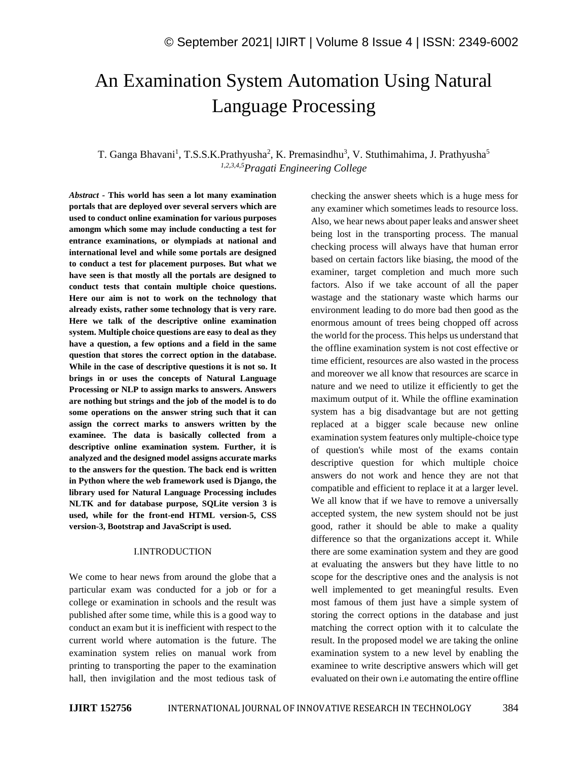# An Examination System Automation Using Natural Language Processing

T. Ganga Bhavani[1], T.S.S.K.Prathyusha[2], K. Premasindhu[3], V. Stuthimahima, J. Prathyusha[5]

[1,2,3,4,5]*Pragati Engineering College*

***Abstract* - This world has seen a lot many examination portals that are deployed over several servers which are used to conduct online examination for various purposes amongm which some may include conducting a test for entrance examinations, or olympiads at national and international level and while some portals are designed to conduct a test for placement purposes. But what we have seen is that mostly all the portals are designed to conduct tests that contain multiple choice questions. Here our aim is not to work on the technology that already exists, rather some technology that is very rare. Here we talk of the descriptive online examination system. Multiple choice questions are easy to deal as they have a question, a few options and a field in the same question that stores the correct option in the database. While in the case of descriptive questions it is not so. It brings in or uses the concepts of Natural Language Processing or NLP to assign marks to answers. Answers are nothing but strings and the job of the model is to do some operations on the answer string such that it can assign the correct marks to answers written by the examinee. The data is basically collected from a descriptive online examination system. Further, it is analyzed and the designed model assigns accurate marks to the answers for the question. The back end is written in Python where the web framework used is Django, the library used for Natural Language Processing includes NLTK and for database purpose, SQLite version 3 is used, while for the front-end HTML version-5, CSS version-3, Bootstrap and JavaScript is used.**

## I.INTRODUCTION

We come to hear news from around the globe that a particular exam was conducted for a job or for a college or examination in schools and the result was published after some time, while this is a good way to conduct an exam but it is inefficient with respect to the current world where automation is the future. The examination system relies on manual work from printing to transporting the paper to the examination hall, then invigilation and the most tedious task of checking the answer sheets which is a huge mess for any examiner which sometimes leads to resource loss. Also, we hear news about paper leaks and answer sheet being lost in the transporting process. The manual checking process will always have that human error based on certain factors like biasing, the mood of the examiner, target completion and much more such factors. Also if we take account of all the paper wastage and the stationary waste which harms our environment leading to do more bad then good as the enormous amount of trees being chopped off across the world for the process. This helps us understand that the offline examination system is not cost effective or time efficient, resources are also wasted in the process and moreover we all know that resources are scarce in nature and we need to utilize it efficiently to get the maximum output of it. While the offline examination system has a big disadvantage but are not getting replaced at a bigger scale because new online examination system features only multiple-choice type of question's while most of the exams contain descriptive question for which multiple choice answers do not work and hence they are not that compatible and efficient to replace it at a larger level. We all know that if we have to remove a universally accepted system, the new system should not be just good, rather it should be able to make a quality difference so that the organizations accept it. While there are some examination system and they are good at evaluating the answers but they have little to no scope for the descriptive ones and the analysis is not well implemented to get meaningful results. Even most famous of them just have a simple system of storing the correct options in the database and just matching the correct option with it to calculate the result. In the proposed model we are taking the online examination system to a new level by enabling the examinee to write descriptive answers which will get evaluated on their own i.e automating the entire offline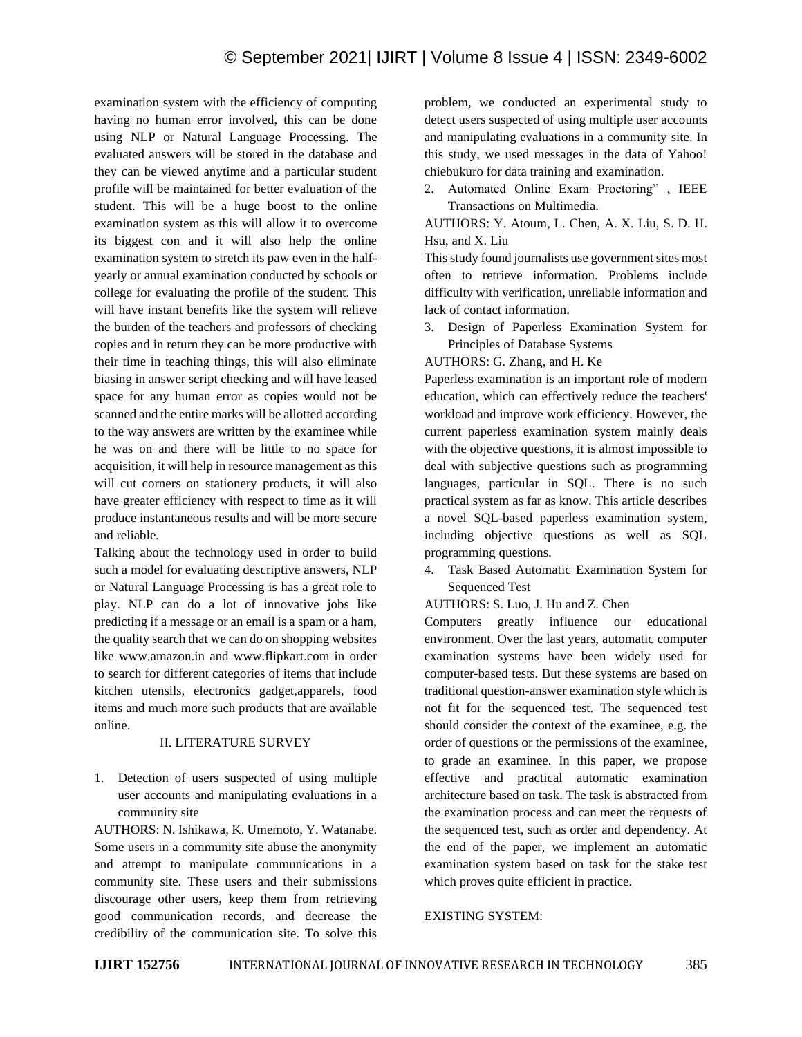examination system with the efficiency of computing having no human error involved, this can be done using NLP or Natural Language Processing. The evaluated answers will be stored in the database and they can be viewed anytime and a particular student profile will be maintained for better evaluation of the student. This will be a huge boost to the online examination system as this will allow it to overcome its biggest con and it will also help the online examination system to stretch its paw even in the half-yearly or annual examination conducted by schools or college for evaluating the profile of the student. This will have instant benefits like the system will relieve the burden of the teachers and professors of checking copies and in return they can be more productive with their time in teaching things, this will also eliminate biasing in answer script checking and will have leased space for any human error as copies would not be scanned and the entire marks will be allotted according to the way answers are written by the examinee while he was on and there will be little to no space for acquisition, it will help in resource management as this will cut corners on stationery products, it will also have greater efficiency with respect to time as it will produce instantaneous results and will be more secure and reliable.

Talking about the technology used in order to build such a model for evaluating descriptive answers, NLP or Natural Language Processing is has a great role to play. NLP can do a lot of innovative jobs like predicting if a message or an email is a spam or a ham, the quality search that we can do on shopping websites like www.amazon.in and www.flipkart.com in order to search for different categories of items that include kitchen utensils, electronics gadget,apparels, food items and much more such products that are available online.

## II. LITERATURE SURVEY

1. Detection of users suspected of using multiple user accounts and manipulating evaluations in a community site

AUTHORS: N. Ishikawa, K. Umemoto, Y. Watanabe.

Some users in a community site abuse the anonymity and attempt to manipulate communications in a community site. These users and their submissions discourage other users, keep them from retrieving good communication records, and decrease the credibility of the communication site. To solve this problem, we conducted an experimental study to detect users suspected of using multiple user accounts and manipulating evaluations in a community site. In this study, we used messages in the data of Yahoo! chiebukuro for data training and examination.

2. Automated Online Exam Proctoring" , IEEE Transactions on Multimedia.

AUTHORS: Y. Atoum, L. Chen, A. X. Liu, S. D. H. Hsu, and X. Liu

This study found journalists use government sites most often to retrieve information. Problems include difficulty with verification, unreliable information and lack of contact information.

3. Design of Paperless Examination System for Principles of Database Systems

AUTHORS: G. Zhang, and H. Ke

Paperless examination is an important role of modern education, which can effectively reduce the teachers' workload and improve work efficiency. However, the current paperless examination system mainly deals with the objective questions, it is almost impossible to deal with subjective questions such as programming languages, particular in SQL. There is no such practical system as far as know. This article describes a novel SQL-based paperless examination system, including objective questions as well as SQL programming questions.

4. Task Based Automatic Examination System for Sequenced Test

AUTHORS: S. Luo, J. Hu and Z. Chen

Computers greatly influence our educational environment. Over the last years, automatic computer examination systems have been widely used for computer-based tests. But these systems are based on traditional question-answer examination style which is not fit for the sequenced test. The sequenced test should consider the context of the examinee, e.g. the order of questions or the permissions of the examinee, to grade an examinee. In this paper, we propose effective and practical automatic examination architecture based on task. The task is abstracted from the examination process and can meet the requests of the sequenced test, such as order and dependency. At the end of the paper, we implement an automatic examination system based on task for the stake test which proves quite efficient in practice.

EXISTING SYSTEM: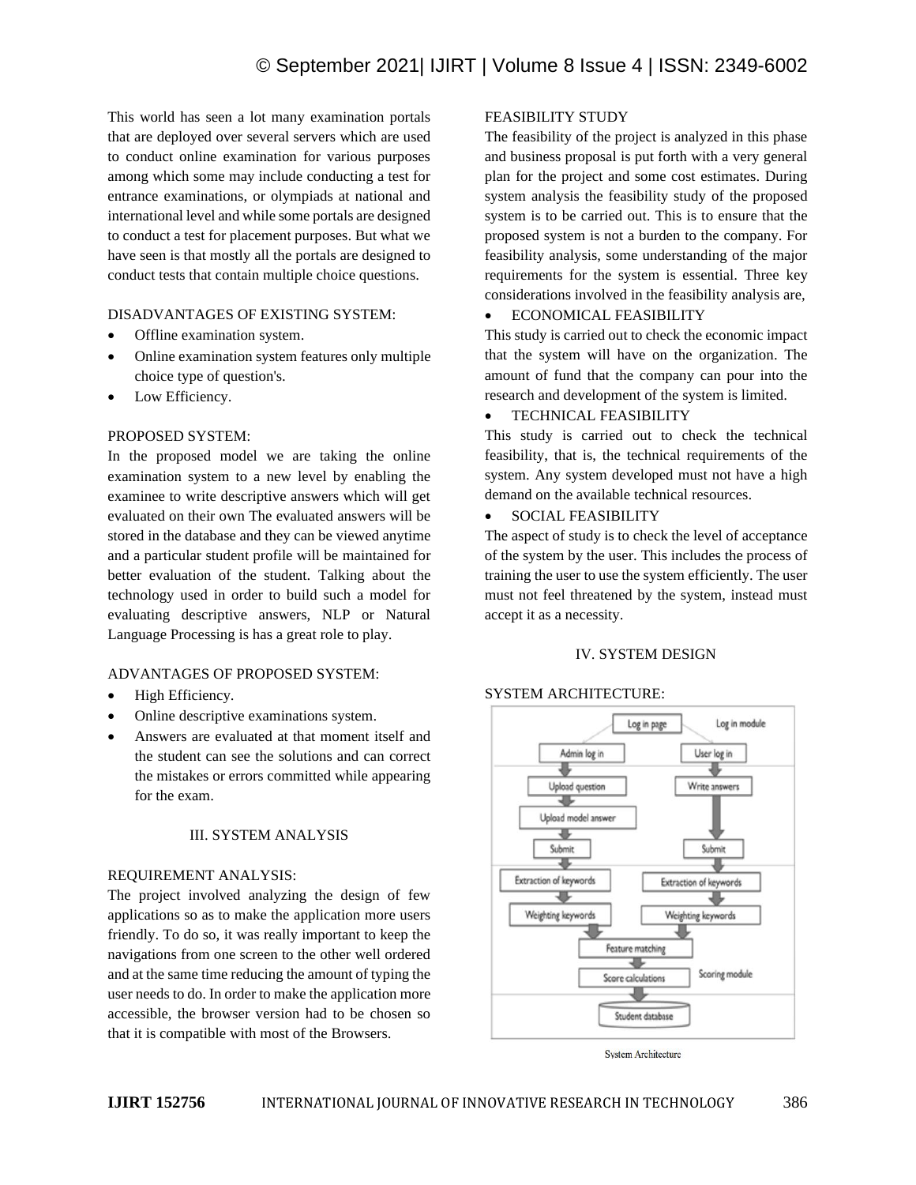This world has seen a lot many examination portals that are deployed over several servers which are used to conduct online examination for various purposes among which some may include conducting a test for entrance examinations, or olympiads at national and international level and while some portals are designed to conduct a test for placement purposes. But what we have seen is that mostly all the portals are designed to conduct tests that contain multiple choice questions.

DISADVANTAGES OF EXISTING SYSTEM:

- Offline examination system.
- Online examination system features only multiple choice type of question's.
- Low Efficiency.

PROPOSED SYSTEM:

In the proposed model we are taking the online examination system to a new level by enabling the examinee to write descriptive answers which will get evaluated on their own The evaluated answers will be stored in the database and they can be viewed anytime and a particular student profile will be maintained for better evaluation of the student. Talking about the technology used in order to build such a model for evaluating descriptive answers, NLP or Natural Language Processing is has a great role to play.

ADVANTAGES OF PROPOSED SYSTEM:

- High Efficiency.
- Online descriptive examinations system.
- Answers are evaluated at that moment itself and the student can see the solutions and can correct the mistakes or errors committed while appearing for the exam.

## III. SYSTEM ANALYSIS

REQUIREMENT ANALYSIS:

The project involved analyzing the design of few applications so as to make the application more users friendly. To do so, it was really important to keep the navigations from one screen to the other well ordered and at the same time reducing the amount of typing the user needs to do. In order to make the application more accessible, the browser version had to be chosen so that it is compatible with most of the Browsers.

FEASIBILITY STUDY

The feasibility of the project is analyzed in this phase and business proposal is put forth with a very general plan for the project and some cost estimates. During system analysis the feasibility study of the proposed system is to be carried out. This is to ensure that the proposed system is not a burden to the company. For feasibility analysis, some understanding of the major requirements for the system is essential. Three key considerations involved in the feasibility analysis are,

- ECONOMICAL FEASIBILITY

This study is carried out to check the economic impact that the system will have on the organization. The amount of fund that the company can pour into the research and development of the system is limited.

- TECHNICAL FEASIBILITY

This study is carried out to check the technical feasibility, that is, the technical requirements of the system. Any system developed must not have a high demand on the available technical resources.

- SOCIAL FEASIBILITY

The aspect of study is to check the level of acceptance of the system by the user. This includes the process of training the user to use the system efficiently. The user must not feel threatened by the system, instead must accept it as a necessity.

## IV. SYSTEM DESIGN

SYSTEM ARCHITECTURE:

Log in page | Log in module
Admin log in | User log in
Upload question | Write answers
Upload model answer
Submit | Submit
Extraction of keywords | Extraction of keywords
Weighting keywords | Weighting keywords
Feature matching
Score calculations | Scoring module
Student database

System Architecture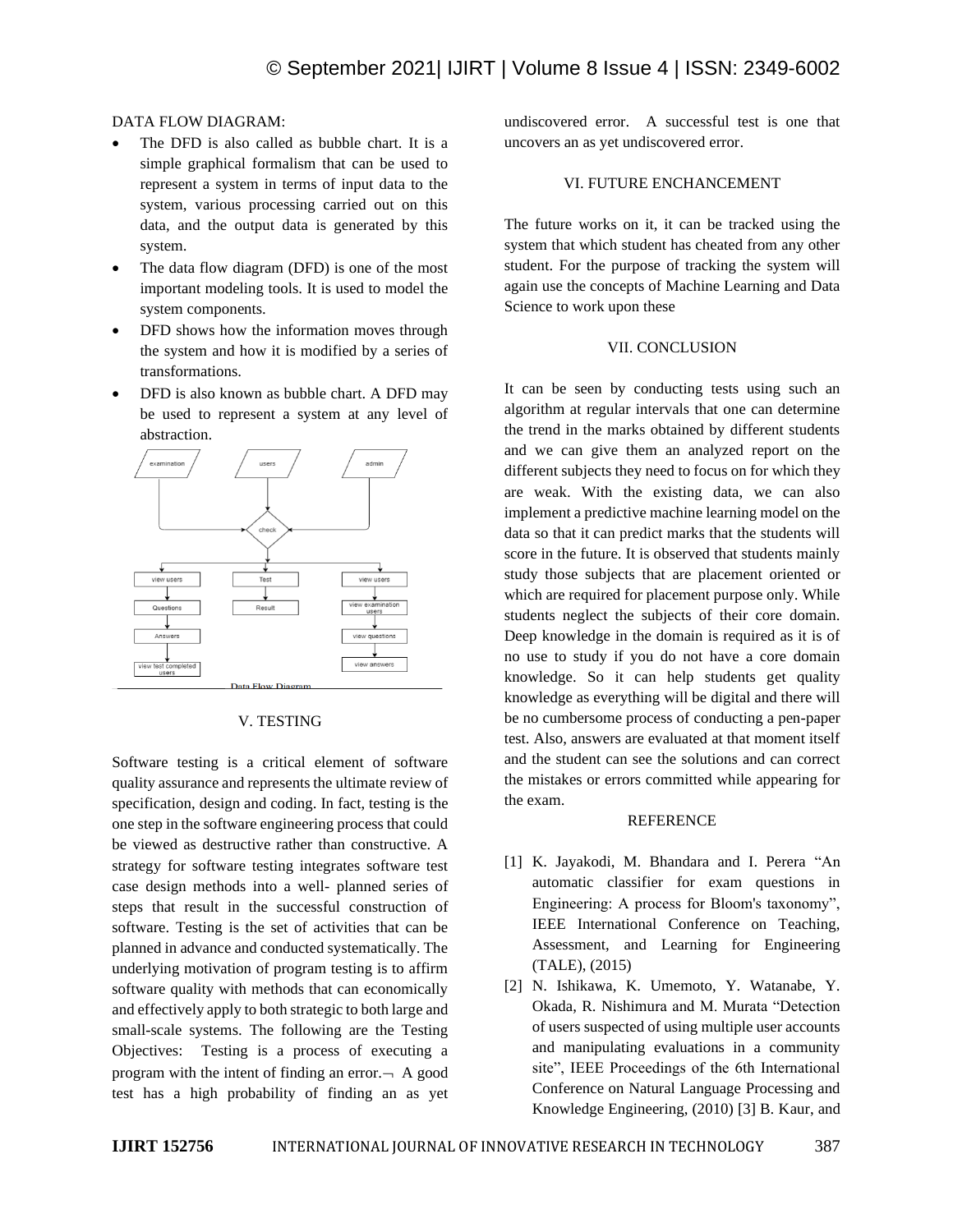DATA FLOW DIAGRAM:

- The DFD is also called as bubble chart. It is a simple graphical formalism that can be used to represent a system in terms of input data to the system, various processing carried out on this data, and the output data is generated by this system.
- The data flow diagram (DFD) is one of the most important modeling tools. It is used to model the system components.
- DFD shows how the information moves through the system and how it is modified by a series of transformations.
- DFD is also known as bubble chart. A DFD may be used to represent a system at any level of abstraction.

Data Flow Diagram

## V. TESTING

Software testing is a critical element of software quality assurance and represents the ultimate review of specification, design and coding. In fact, testing is the one step in the software engineering process that could be viewed as destructive rather than constructive. A strategy for software testing integrates software test case design methods into a well- planned series of steps that result in the successful construction of software. Testing is the set of activities that can be planned in advance and conducted systematically. The underlying motivation of program testing is to affirm software quality with methods that can economically and effectively apply to both strategic to both large and small-scale systems. The following are the Testing Objectives: Testing is a process of executing a program with the intent of finding an error.¬ A good test has a high probability of finding an as yet undiscovered error. A successful test is one that uncovers an as yet undiscovered error.

## VI. FUTURE ENCHANCEMENT

The future works on it, it can be tracked using the system that which student has cheated from any other student. For the purpose of tracking the system will again use the concepts of Machine Learning and Data Science to work upon these

## VII. CONCLUSION

It can be seen by conducting tests using such an algorithm at regular intervals that one can determine the trend in the marks obtained by different students and we can give them an analyzed report on the different subjects they need to focus on for which they are weak. With the existing data, we can also implement a predictive machine learning model on the data so that it can predict marks that the students will score in the future. It is observed that students mainly study those subjects that are placement oriented or which are required for placement purpose only. While students neglect the subjects of their core domain. Deep knowledge in the domain is required as it is of no use to study if you do not have a core domain knowledge. So it can help students get quality knowledge as everything will be digital and there will be no cumbersome process of conducting a pen-paper test. Also, answers are evaluated at that moment itself and the student can see the solutions and can correct the mistakes or errors committed while appearing for the exam.

## REFERENCE

[1] K. Jayakodi, M. Bhandara and I. Perera "An automatic classifier for exam questions in Engineering: A process for Bloom's taxonomy", IEEE International Conference on Teaching, Assessment, and Learning for Engineering (TALE), (2015)

[2] N. Ishikawa, K. Umemoto, Y. Watanabe, Y. Okada, R. Nishimura and M. Murata "Detection of users suspected of using multiple user accounts and manipulating evaluations in a community site", IEEE Proceedings of the 6th International Conference on Natural Language Processing and Knowledge Engineering, (2010) [3] B. Kaur, and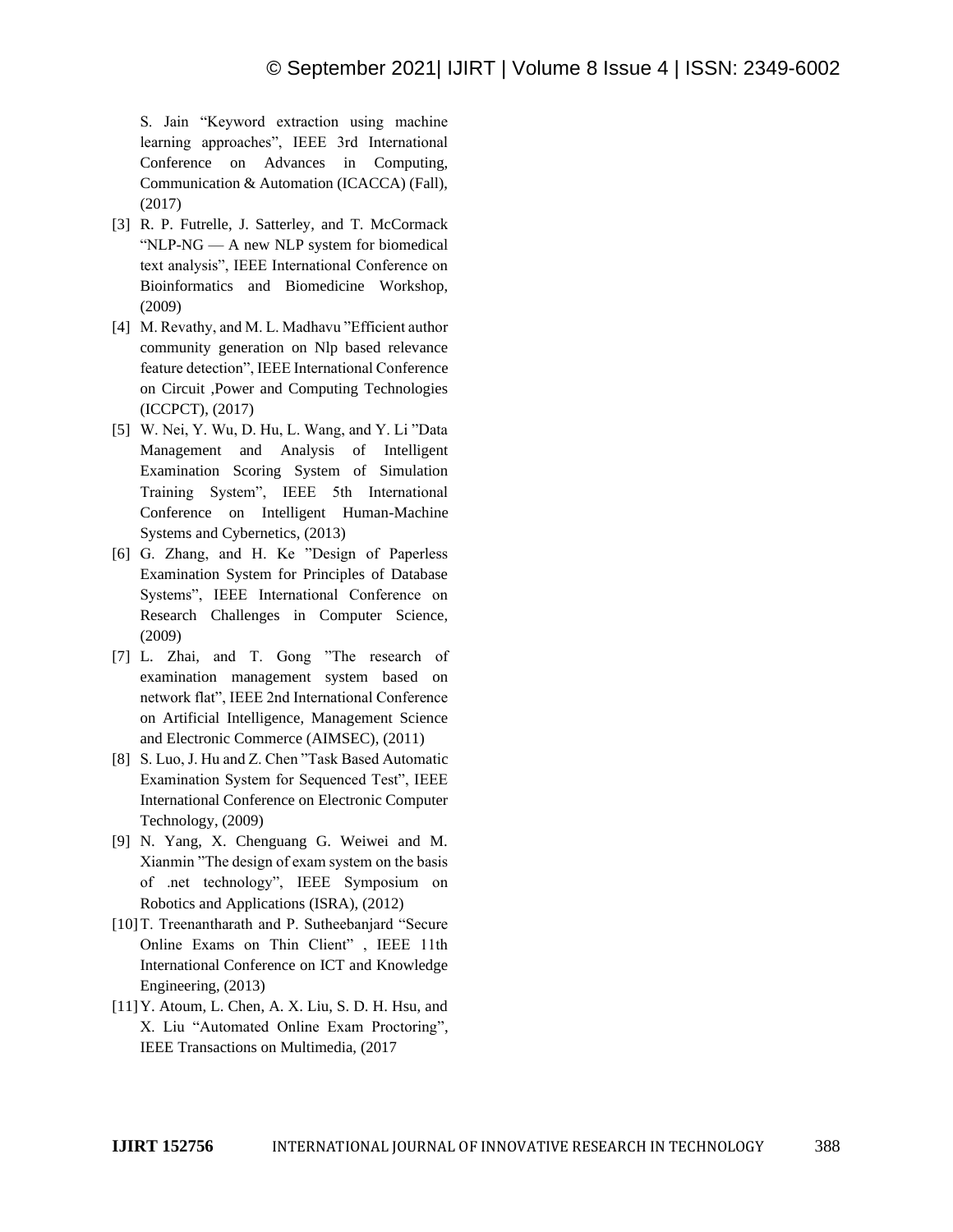S. Jain “Keyword extraction using machine learning approaches”, IEEE 3rd International Conference on Advances in Computing, Communication & Automation (ICACCA) (Fall), (2017)

[3] R. P. Futrelle, J. Satterley, and T. McCormack “NLP-NG — A new NLP system for biomedical text analysis”, IEEE International Conference on Bioinformatics and Biomedicine Workshop, (2009)

[4] M. Revathy, and M. L. Madhavu ”Efficient author community generation on Nlp based relevance feature detection”, IEEE International Conference on Circuit ,Power and Computing Technologies (ICCPCT), (2017)

[5] W. Nei, Y. Wu, D. Hu, L. Wang, and Y. Li ”Data Management and Analysis of Intelligent Examination Scoring System of Simulation Training System”, IEEE 5th International Conference on Intelligent Human-Machine Systems and Cybernetics, (2013)

[6] G. Zhang, and H. Ke ”Design of Paperless Examination System for Principles of Database Systems”, IEEE International Conference on Research Challenges in Computer Science, (2009)

[7] L. Zhai, and T. Gong ”The research of examination management system based on network flat”, IEEE 2nd International Conference on Artificial Intelligence, Management Science and Electronic Commerce (AIMSEC), (2011)

[8] S. Luo, J. Hu and Z. Chen ”Task Based Automatic Examination System for Sequenced Test”, IEEE International Conference on Electronic Computer Technology, (2009)

[9] N. Yang, X. Chenguang G. Weiwei and M. Xianmin ”The design of exam system on the basis of .net technology”, IEEE Symposium on Robotics and Applications (ISRA), (2012)

[10] T. Treenantharath and P. Sutheebanjard “Secure Online Exams on Thin Client” , IEEE 11th International Conference on ICT and Knowledge Engineering, (2013)

[11] Y. Atoum, L. Chen, A. X. Liu, S. D. H. Hsu, and X. Liu “Automated Online Exam Proctoring”, IEEE Transactions on Multimedia, (2017